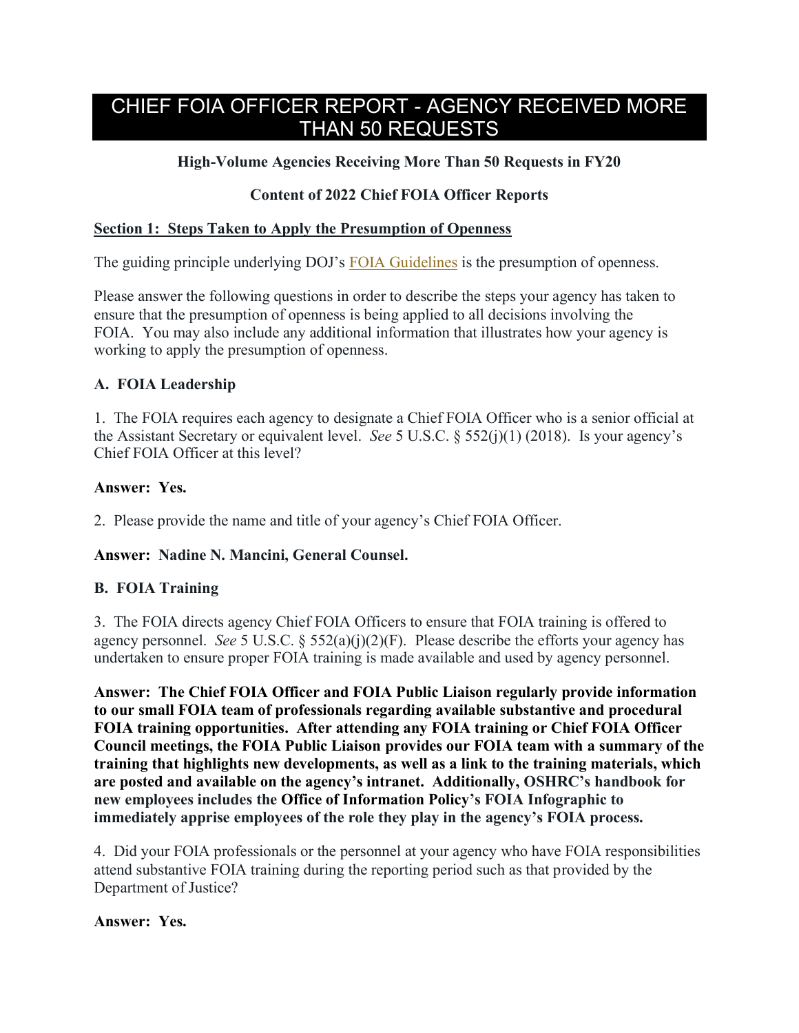# CHIEF FOIA OFFICER REPORT - AGENCY RECEIVED MORE THAN 50 REQUESTS

**High-Volume Agencies Receiving More Than 50 Requests in FY20**

**Content of 2022 Chief FOIA Officer Reports**

## Section 1: Steps Taken to Apply the Presumption of Openness

The guiding principle underlying DOJ's FOIA Guidelines is the presumption of openness.

Please answer the following questions in order to describe the steps your agency has taken to ensure that the presumption of openness is being applied to all decisions involving the FOIA. You may also include any additional information that illustrates how your agency is working to apply the presumption of openness.

### A. FOIA Leadership

1. The FOIA requires each agency to designate a Chief FOIA Officer who is a senior official at the Assistant Secretary or equivalent level. *See* 5 U.S.C. § 552(j)(1) (2018). Is your agency's Chief FOIA Officer at this level?

**Answer: Yes.**

2. Please provide the name and title of your agency's Chief FOIA Officer.

**Answer: Nadine N. Mancini, General Counsel.**

### B. FOIA Training

3. The FOIA directs agency Chief FOIA Officers to ensure that FOIA training is offered to agency personnel. *See* 5 U.S.C. § 552(a)(j)(2)(F). Please describe the efforts your agency has undertaken to ensure proper FOIA training is made available and used by agency personnel.

**Answer: The Chief FOIA Officer and FOIA Public Liaison regularly provide information to our small FOIA team of professionals regarding available substantive and procedural FOIA training opportunities. After attending any FOIA training or Chief FOIA Officer Council meetings, the FOIA Public Liaison provides our FOIA team with a summary of the training that highlights new developments, as well as a link to the training materials, which are posted and available on the agency's intranet. Additionally, OSHRC's handbook for new employees includes the Office of Information Policy's FOIA Infographic to immediately apprise employees of the role they play in the agency's FOIA process.**

4. Did your FOIA professionals or the personnel at your agency who have FOIA responsibilities attend substantive FOIA training during the reporting period such as that provided by the Department of Justice?

**Answer: Yes.**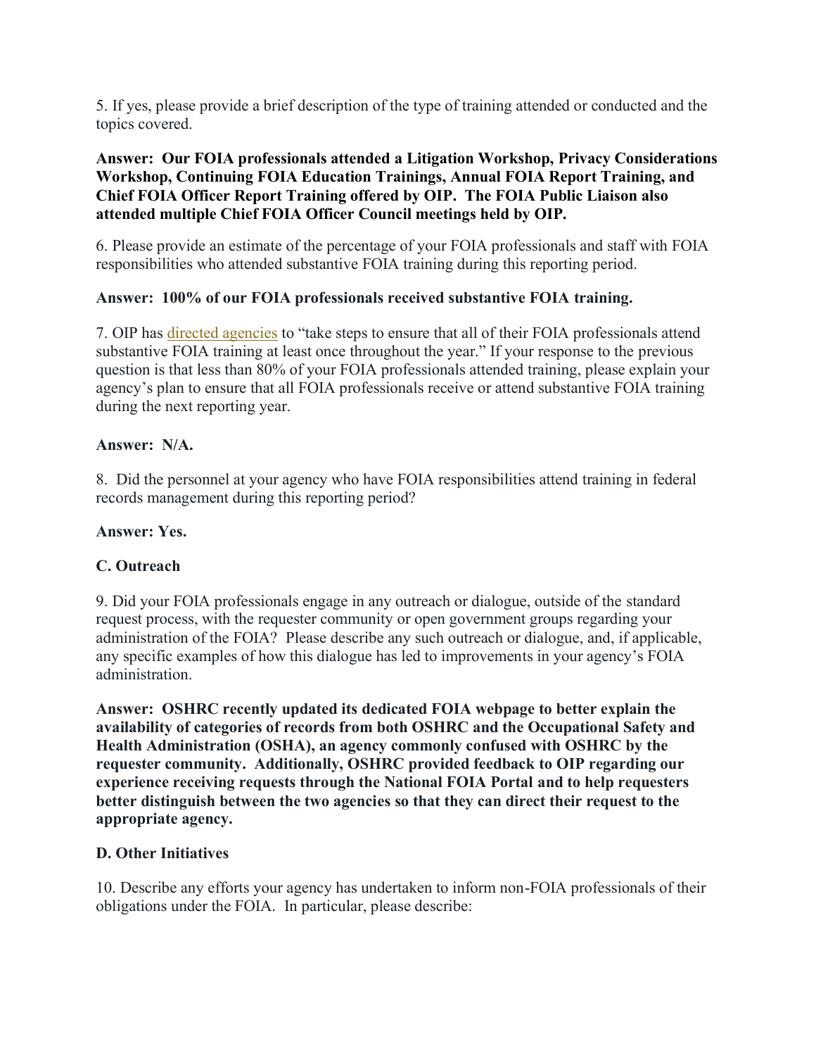5. If yes, please provide a brief description of the type of training attended or conducted and the topics covered.

**Answer: Our FOIA professionals attended a Litigation Workshop, Privacy Considerations Workshop, Continuing FOIA Education Trainings, Annual FOIA Report Training, and Chief FOIA Officer Report Training offered by OIP. The FOIA Public Liaison also attended multiple Chief FOIA Officer Council meetings held by OIP.**

6. Please provide an estimate of the percentage of your FOIA professionals and staff with FOIA responsibilities who attended substantive FOIA training during this reporting period.

**Answer: 100% of our FOIA professionals received substantive FOIA training.**

7. OIP has directed agencies to "take steps to ensure that all of their FOIA professionals attend substantive FOIA training at least once throughout the year." If your response to the previous question is that less than 80% of your FOIA professionals attended training, please explain your agency's plan to ensure that all FOIA professionals receive or attend substantive FOIA training during the next reporting year.

**Answer: N/A.**

8. Did the personnel at your agency who have FOIA responsibilities attend training in federal records management during this reporting period?

**Answer: Yes.**

### C. Outreach

9. Did your FOIA professionals engage in any outreach or dialogue, outside of the standard request process, with the requester community or open government groups regarding your administration of the FOIA? Please describe any such outreach or dialogue, and, if applicable, any specific examples of how this dialogue has led to improvements in your agency's FOIA administration.

**Answer: OSHRC recently updated its dedicated FOIA webpage to better explain the availability of categories of records from both OSHRC and the Occupational Safety and Health Administration (OSHA), an agency commonly confused with OSHRC by the requester community. Additionally, OSHRC provided feedback to OIP regarding our experience receiving requests through the National FOIA Portal and to help requesters better distinguish between the two agencies so that they can direct their request to the appropriate agency.**

### D. Other Initiatives

10. Describe any efforts your agency has undertaken to inform non-FOIA professionals of their obligations under the FOIA. In particular, please describe: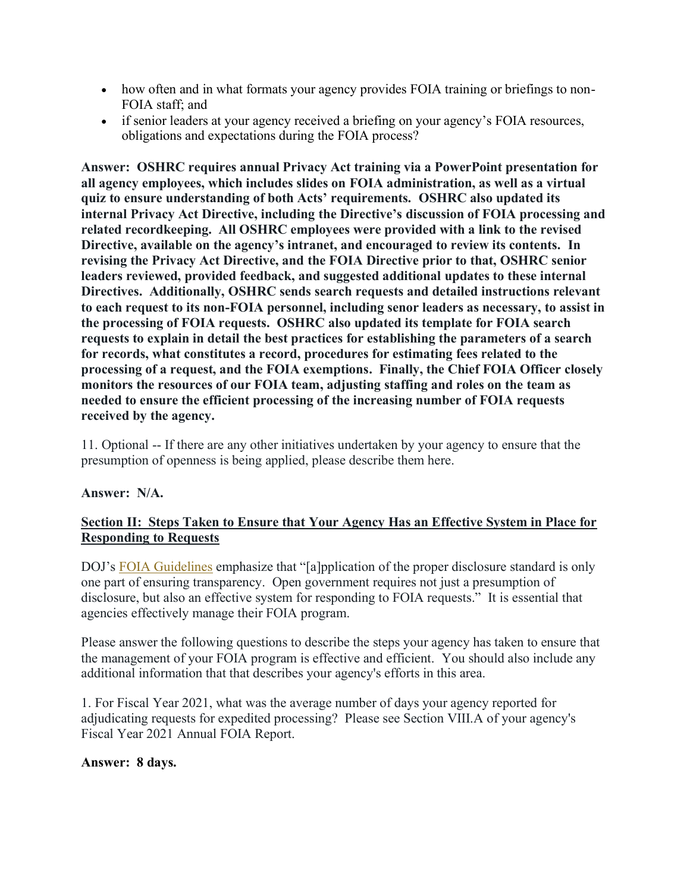- how often and in what formats your agency provides FOIA training or briefings to non-FOIA staff; and
- if senior leaders at your agency received a briefing on your agency's FOIA resources, obligations and expectations during the FOIA process?

**Answer: OSHRC requires annual Privacy Act training via a PowerPoint presentation for all agency employees, which includes slides on FOIA administration, as well as a virtual quiz to ensure understanding of both Acts' requirements. OSHRC also updated its internal Privacy Act Directive, including the Directive's discussion of FOIA processing and related recordkeeping. All OSHRC employees were provided with a link to the revised Directive, available on the agency's intranet, and encouraged to review its contents. In revising the Privacy Act Directive, and the FOIA Directive prior to that, OSHRC senior leaders reviewed, provided feedback, and suggested additional updates to these internal Directives. Additionally, OSHRC sends search requests and detailed instructions relevant to each request to its non-FOIA personnel, including senor leaders as necessary, to assist in the processing of FOIA requests. OSHRC also updated its template for FOIA search requests to explain in detail the best practices for establishing the parameters of a search for records, what constitutes a record, procedures for estimating fees related to the processing of a request, and the FOIA exemptions. Finally, the Chief FOIA Officer closely monitors the resources of our FOIA team, adjusting staffing and roles on the team as needed to ensure the efficient processing of the increasing number of FOIA requests received by the agency.**

11. Optional -- If there are any other initiatives undertaken by your agency to ensure that the presumption of openness is being applied, please describe them here.

**Answer: N/A.**

## Section II: Steps Taken to Ensure that Your Agency Has an Effective System in Place for Responding to Requests

DOJ's FOIA Guidelines emphasize that "[a]pplication of the proper disclosure standard is only one part of ensuring transparency. Open government requires not just a presumption of disclosure, but also an effective system for responding to FOIA requests." It is essential that agencies effectively manage their FOIA program.

Please answer the following questions to describe the steps your agency has taken to ensure that the management of your FOIA program is effective and efficient. You should also include any additional information that that describes your agency's efforts in this area.

1. For Fiscal Year 2021, what was the average number of days your agency reported for adjudicating requests for expedited processing? Please see Section VIII.A of your agency's Fiscal Year 2021 Annual FOIA Report.

**Answer: 8 days.**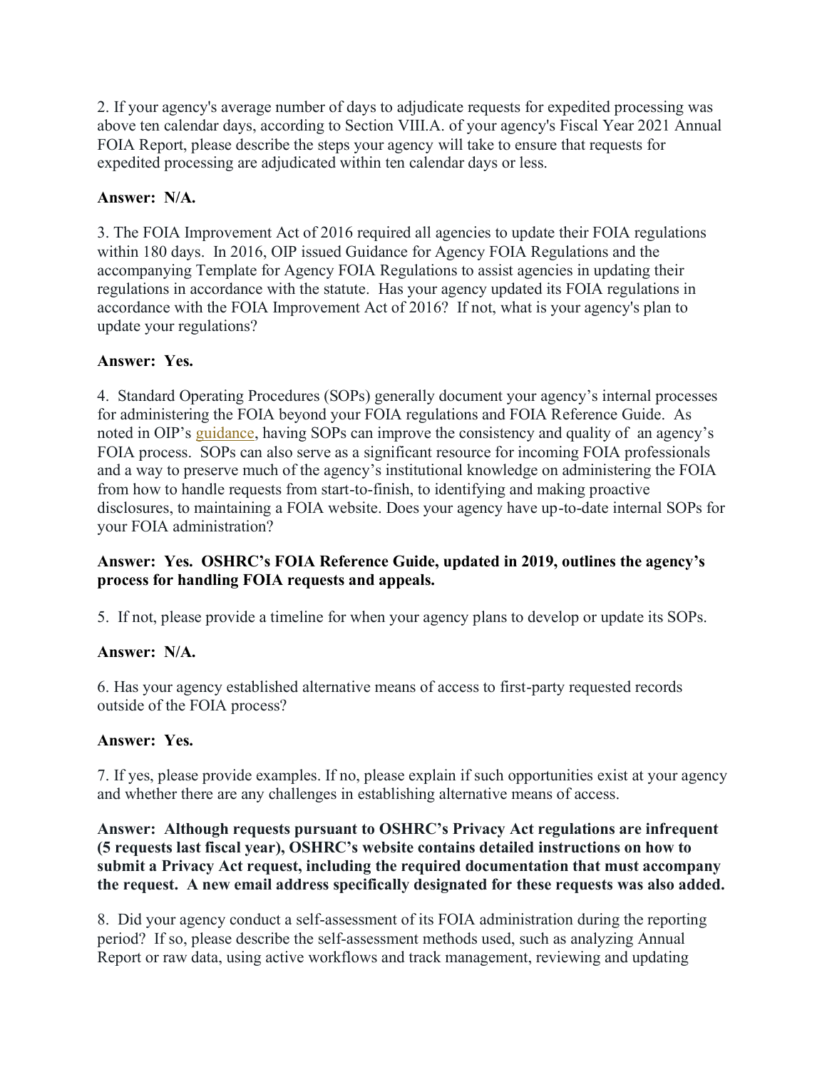2. If your agency's average number of days to adjudicate requests for expedited processing was above ten calendar days, according to Section VIII.A. of your agency's Fiscal Year 2021 Annual FOIA Report, please describe the steps your agency will take to ensure that requests for expedited processing are adjudicated within ten calendar days or less.

**Answer: N/A.**

3. The FOIA Improvement Act of 2016 required all agencies to update their FOIA regulations within 180 days. In 2016, OIP issued Guidance for Agency FOIA Regulations and the accompanying Template for Agency FOIA Regulations to assist agencies in updating their regulations in accordance with the statute. Has your agency updated its FOIA regulations in accordance with the FOIA Improvement Act of 2016? If not, what is your agency's plan to update your regulations?

**Answer: Yes.**

4. Standard Operating Procedures (SOPs) generally document your agency's internal processes for administering the FOIA beyond your FOIA regulations and FOIA Reference Guide. As noted in OIP's guidance, having SOPs can improve the consistency and quality of an agency's FOIA process. SOPs can also serve as a significant resource for incoming FOIA professionals and a way to preserve much of the agency's institutional knowledge on administering the FOIA from how to handle requests from start-to-finish, to identifying and making proactive disclosures, to maintaining a FOIA website. Does your agency have up-to-date internal SOPs for your FOIA administration?

**Answer: Yes. OSHRC's FOIA Reference Guide, updated in 2019, outlines the agency's process for handling FOIA requests and appeals.**

5. If not, please provide a timeline for when your agency plans to develop or update its SOPs.

**Answer: N/A.**

6. Has your agency established alternative means of access to first-party requested records outside of the FOIA process?

**Answer: Yes.**

7. If yes, please provide examples. If no, please explain if such opportunities exist at your agency and whether there are any challenges in establishing alternative means of access.

**Answer: Although requests pursuant to OSHRC's Privacy Act regulations are infrequent (5 requests last fiscal year), OSHRC's website contains detailed instructions on how to submit a Privacy Act request, including the required documentation that must accompany the request. A new email address specifically designated for these requests was also added.**

8. Did your agency conduct a self-assessment of its FOIA administration during the reporting period? If so, please describe the self-assessment methods used, such as analyzing Annual Report or raw data, using active workflows and track management, reviewing and updating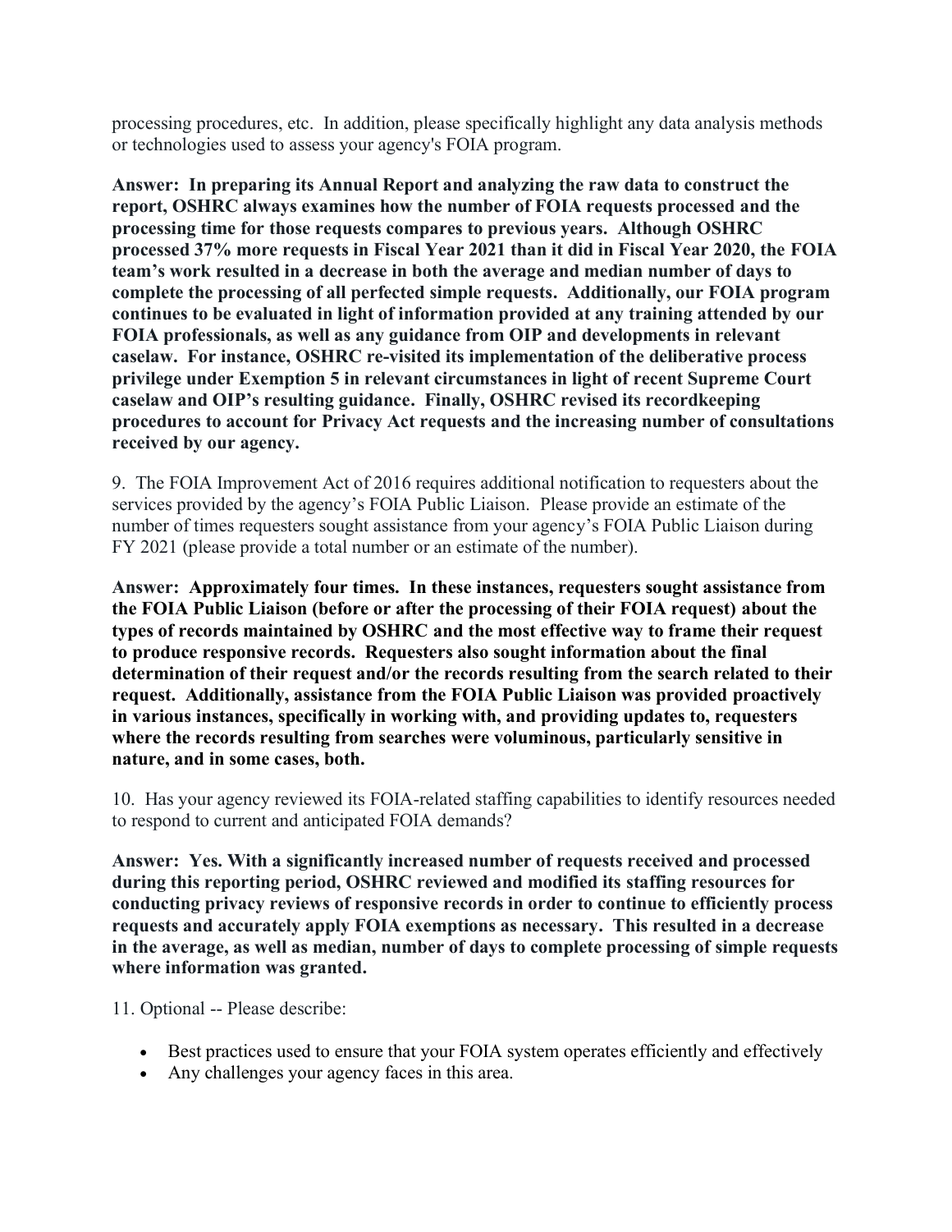processing procedures, etc. In addition, please specifically highlight any data analysis methods or technologies used to assess your agency's FOIA program.

**Answer: In preparing its Annual Report and analyzing the raw data to construct the report, OSHRC always examines how the number of FOIA requests processed and the processing time for those requests compares to previous years. Although OSHRC processed 37% more requests in Fiscal Year 2021 than it did in Fiscal Year 2020, the FOIA team's work resulted in a decrease in both the average and median number of days to complete the processing of all perfected simple requests. Additionally, our FOIA program continues to be evaluated in light of information provided at any training attended by our FOIA professionals, as well as any guidance from OIP and developments in relevant caselaw. For instance, OSHRC re-visited its implementation of the deliberative process privilege under Exemption 5 in relevant circumstances in light of recent Supreme Court caselaw and OIP's resulting guidance. Finally, OSHRC revised its recordkeeping procedures to account for Privacy Act requests and the increasing number of consultations received by our agency.**

9. The FOIA Improvement Act of 2016 requires additional notification to requesters about the services provided by the agency's FOIA Public Liaison. Please provide an estimate of the number of times requesters sought assistance from your agency's FOIA Public Liaison during FY 2021 (please provide a total number or an estimate of the number).

**Answer: Approximately four times. In these instances, requesters sought assistance from the FOIA Public Liaison (before or after the processing of their FOIA request) about the types of records maintained by OSHRC and the most effective way to frame their request to produce responsive records. Requesters also sought information about the final determination of their request and/or the records resulting from the search related to their request. Additionally, assistance from the FOIA Public Liaison was provided proactively in various instances, specifically in working with, and providing updates to, requesters where the records resulting from searches were voluminous, particularly sensitive in nature, and in some cases, both.**

10. Has your agency reviewed its FOIA-related staffing capabilities to identify resources needed to respond to current and anticipated FOIA demands?

**Answer: Yes. With a significantly increased number of requests received and processed during this reporting period, OSHRC reviewed and modified its staffing resources for conducting privacy reviews of responsive records in order to continue to efficiently process requests and accurately apply FOIA exemptions as necessary. This resulted in a decrease in the average, as well as median, number of days to complete processing of simple requests where information was granted.**

11. Optional -- Please describe:

- Best practices used to ensure that your FOIA system operates efficiently and effectively
- Any challenges your agency faces in this area.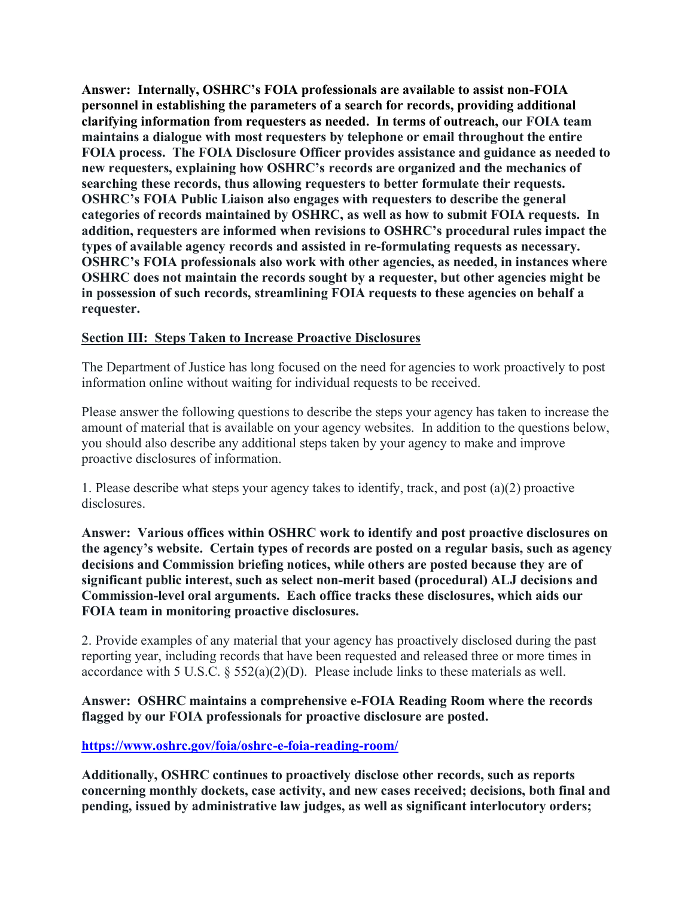**Answer: Internally, OSHRC's FOIA professionals are available to assist non-FOIA personnel in establishing the parameters of a search for records, providing additional clarifying information from requesters as needed. In terms of outreach, our FOIA team maintains a dialogue with most requesters by telephone or email throughout the entire FOIA process. The FOIA Disclosure Officer provides assistance and guidance as needed to new requesters, explaining how OSHRC's records are organized and the mechanics of searching these records, thus allowing requesters to better formulate their requests. OSHRC's FOIA Public Liaison also engages with requesters to describe the general categories of records maintained by OSHRC, as well as how to submit FOIA requests. In addition, requesters are informed when revisions to OSHRC's procedural rules impact the types of available agency records and assisted in re-formulating requests as necessary. OSHRC's FOIA professionals also work with other agencies, as needed, in instances where OSHRC does not maintain the records sought by a requester, but other agencies might be in possession of such records, streamlining FOIA requests to these agencies on behalf a requester.**

## Section III: Steps Taken to Increase Proactive Disclosures

The Department of Justice has long focused on the need for agencies to work proactively to post information online without waiting for individual requests to be received.

Please answer the following questions to describe the steps your agency has taken to increase the amount of material that is available on your agency websites. In addition to the questions below, you should also describe any additional steps taken by your agency to make and improve proactive disclosures of information.

1. Please describe what steps your agency takes to identify, track, and post (a)(2) proactive disclosures.

**Answer: Various offices within OSHRC work to identify and post proactive disclosures on the agency's website. Certain types of records are posted on a regular basis, such as agency decisions and Commission briefing notices, while others are posted because they are of significant public interest, such as select non-merit based (procedural) ALJ decisions and Commission-level oral arguments. Each office tracks these disclosures, which aids our FOIA team in monitoring proactive disclosures.**

2. Provide examples of any material that your agency has proactively disclosed during the past reporting year, including records that have been requested and released three or more times in accordance with 5 U.S.C. § 552(a)(2)(D). Please include links to these materials as well.

**Answer: OSHRC maintains a comprehensive e-FOIA Reading Room where the records flagged by our FOIA professionals for proactive disclosure are posted.**

**https://www.oshrc.gov/foia/oshrc-e-foia-reading-room/**

**Additionally, OSHRC continues to proactively disclose other records, such as reports concerning monthly dockets, case activity, and new cases received; decisions, both final and pending, issued by administrative law judges, as well as significant interlocutory orders;**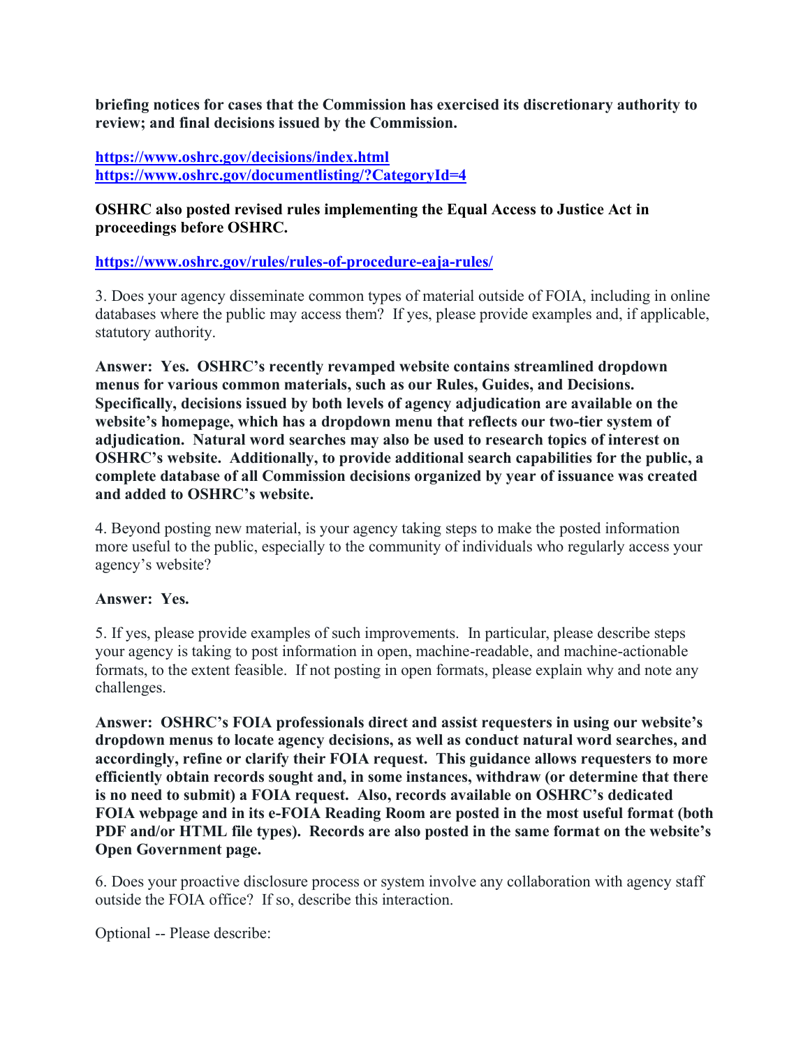**briefing notices for cases that the Commission has exercised its discretionary authority to review; and final decisions issued by the Commission.**

**https://www.oshrc.gov/decisions/index.html**
**https://www.oshrc.gov/documentlisting/?CategoryId=4**

**OSHRC also posted revised rules implementing the Equal Access to Justice Act in proceedings before OSHRC.**

**https://www.oshrc.gov/rules/rules-of-procedure-eaja-rules/**

3. Does your agency disseminate common types of material outside of FOIA, including in online databases where the public may access them? If yes, please provide examples and, if applicable, statutory authority.

**Answer: Yes. OSHRC's recently revamped website contains streamlined dropdown menus for various common materials, such as our Rules, Guides, and Decisions. Specifically, decisions issued by both levels of agency adjudication are available on the website's homepage, which has a dropdown menu that reflects our two-tier system of adjudication. Natural word searches may also be used to research topics of interest on OSHRC's website. Additionally, to provide additional search capabilities for the public, a complete database of all Commission decisions organized by year of issuance was created and added to OSHRC's website.**

4. Beyond posting new material, is your agency taking steps to make the posted information more useful to the public, especially to the community of individuals who regularly access your agency's website?

**Answer: Yes.**

5. If yes, please provide examples of such improvements. In particular, please describe steps your agency is taking to post information in open, machine-readable, and machine-actionable formats, to the extent feasible. If not posting in open formats, please explain why and note any challenges.

**Answer: OSHRC's FOIA professionals direct and assist requesters in using our website's dropdown menus to locate agency decisions, as well as conduct natural word searches, and accordingly, refine or clarify their FOIA request. This guidance allows requesters to more efficiently obtain records sought and, in some instances, withdraw (or determine that there is no need to submit) a FOIA request. Also, records available on OSHRC's dedicated FOIA webpage and in its e-FOIA Reading Room are posted in the most useful format (both PDF and/or HTML file types). Records are also posted in the same format on the website's Open Government page.**

6. Does your proactive disclosure process or system involve any collaboration with agency staff outside the FOIA office? If so, describe this interaction.

Optional -- Please describe: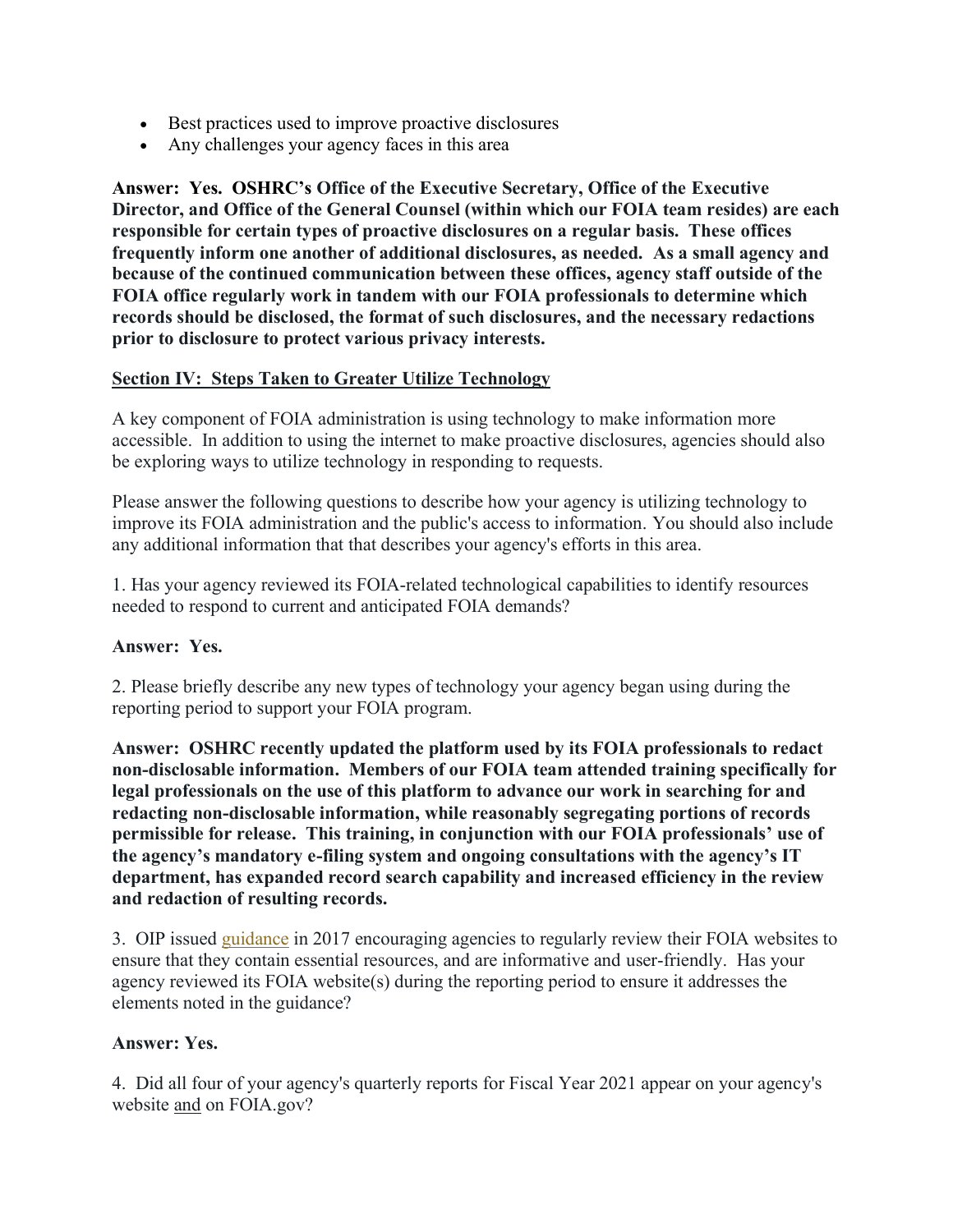- Best practices used to improve proactive disclosures
- Any challenges your agency faces in this area

**Answer: Yes. OSHRC's Office of the Executive Secretary, Office of the Executive Director, and Office of the General Counsel (within which our FOIA team resides) are each responsible for certain types of proactive disclosures on a regular basis. These offices frequently inform one another of additional disclosures, as needed. As a small agency and because of the continued communication between these offices, agency staff outside of the FOIA office regularly work in tandem with our FOIA professionals to determine which records should be disclosed, the format of such disclosures, and the necessary redactions prior to disclosure to protect various privacy interests.**

## Section IV: Steps Taken to Greater Utilize Technology

A key component of FOIA administration is using technology to make information more accessible. In addition to using the internet to make proactive disclosures, agencies should also be exploring ways to utilize technology in responding to requests.

Please answer the following questions to describe how your agency is utilizing technology to improve its FOIA administration and the public's access to information. You should also include any additional information that that describes your agency's efforts in this area.

1. Has your agency reviewed its FOIA-related technological capabilities to identify resources needed to respond to current and anticipated FOIA demands?

**Answer: Yes.**

2. Please briefly describe any new types of technology your agency began using during the reporting period to support your FOIA program.

**Answer: OSHRC recently updated the platform used by its FOIA professionals to redact non-disclosable information. Members of our FOIA team attended training specifically for legal professionals on the use of this platform to advance our work in searching for and redacting non-disclosable information, while reasonably segregating portions of records permissible for release. This training, in conjunction with our FOIA professionals' use of the agency's mandatory e-filing system and ongoing consultations with the agency's IT department, has expanded record search capability and increased efficiency in the review and redaction of resulting records.**

3. OIP issued guidance in 2017 encouraging agencies to regularly review their FOIA websites to ensure that they contain essential resources, and are informative and user-friendly. Has your agency reviewed its FOIA website(s) during the reporting period to ensure it addresses the elements noted in the guidance?

**Answer: Yes.**

4. Did all four of your agency's quarterly reports for Fiscal Year 2021 appear on your agency's website and on FOIA.gov?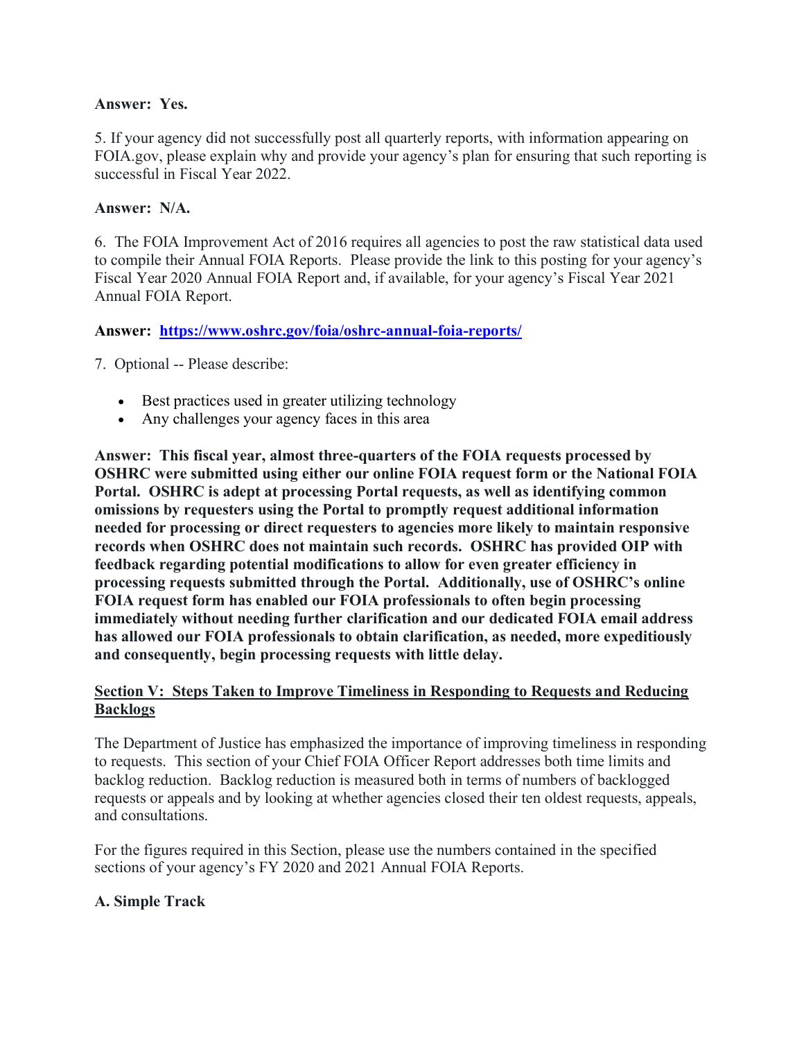**Answer: Yes.**

5. If your agency did not successfully post all quarterly reports, with information appearing on FOIA.gov, please explain why and provide your agency's plan for ensuring that such reporting is successful in Fiscal Year 2022.

**Answer: N/A.**

6. The FOIA Improvement Act of 2016 requires all agencies to post the raw statistical data used to compile their Annual FOIA Reports. Please provide the link to this posting for your agency's Fiscal Year 2020 Annual FOIA Report and, if available, for your agency's Fiscal Year 2021 Annual FOIA Report.

**Answer: [https://www.oshrc.gov/foia/oshrc-annual-foia-reports/](https://www.oshrc.gov/foia/oshrc-annual-foia-reports/)**

7. Optional -- Please describe:

- Best practices used in greater utilizing technology
- Any challenges your agency faces in this area

**Answer: This fiscal year, almost three-quarters of the FOIA requests processed by OSHRC were submitted using either our online FOIA request form or the National FOIA Portal. OSHRC is adept at processing Portal requests, as well as identifying common omissions by requesters using the Portal to promptly request additional information needed for processing or direct requesters to agencies more likely to maintain responsive records when OSHRC does not maintain such records. OSHRC has provided OIP with feedback regarding potential modifications to allow for even greater efficiency in processing requests submitted through the Portal. Additionally, use of OSHRC's online FOIA request form has enabled our FOIA professionals to often begin processing immediately without needing further clarification and our dedicated FOIA email address has allowed our FOIA professionals to obtain clarification, as needed, more expeditiously and consequently, begin processing requests with little delay.**

## Section V: Steps Taken to Improve Timeliness in Responding to Requests and Reducing Backlogs

The Department of Justice has emphasized the importance of improving timeliness in responding to requests. This section of your Chief FOIA Officer Report addresses both time limits and backlog reduction. Backlog reduction is measured both in terms of numbers of backlogged requests or appeals and by looking at whether agencies closed their ten oldest requests, appeals, and consultations.

For the figures required in this Section, please use the numbers contained in the specified sections of your agency's FY 2020 and 2021 Annual FOIA Reports.

### A. Simple Track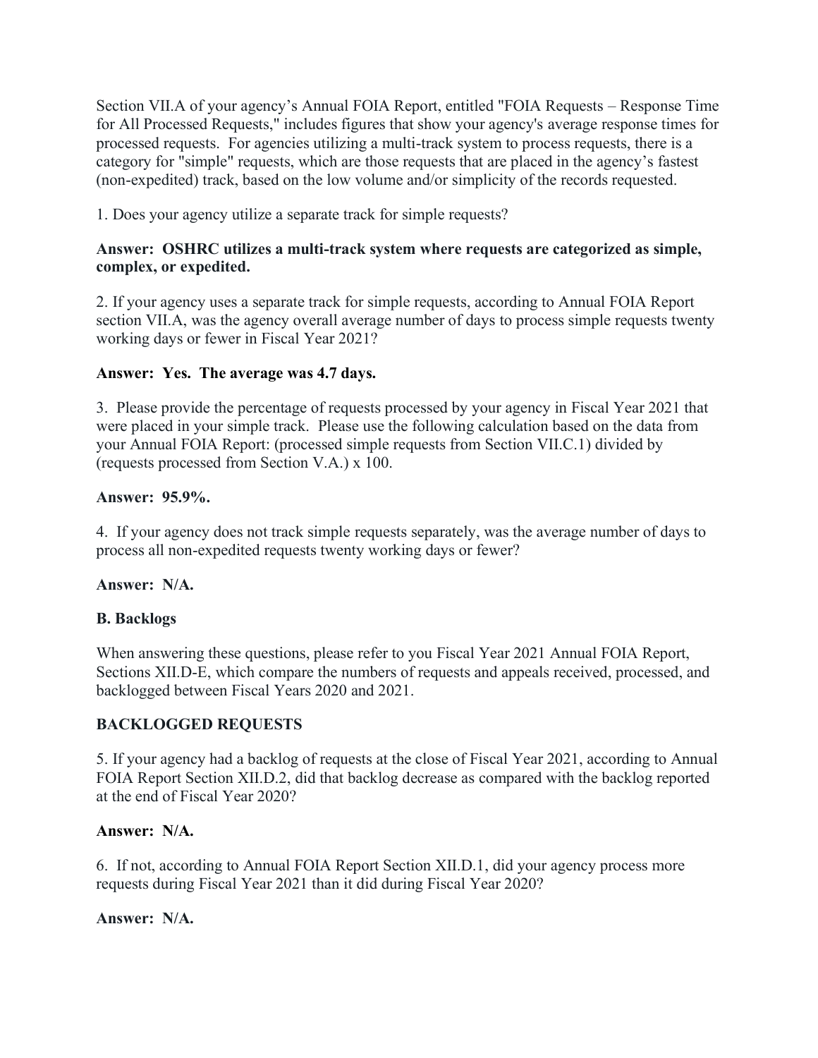Section VII.A of your agency's Annual FOIA Report, entitled "FOIA Requests – Response Time for All Processed Requests," includes figures that show your agency's average response times for processed requests. For agencies utilizing a multi-track system to process requests, there is a category for "simple" requests, which are those requests that are placed in the agency's fastest (non-expedited) track, based on the low volume and/or simplicity of the records requested.

1. Does your agency utilize a separate track for simple requests?

**Answer: OSHRC utilizes a multi-track system where requests are categorized as simple, complex, or expedited.**

2. If your agency uses a separate track for simple requests, according to Annual FOIA Report section VII.A, was the agency overall average number of days to process simple requests twenty working days or fewer in Fiscal Year 2021?

**Answer: Yes. The average was 4.7 days.**

3. Please provide the percentage of requests processed by your agency in Fiscal Year 2021 that were placed in your simple track. Please use the following calculation based on the data from your Annual FOIA Report: (processed simple requests from Section VII.C.1) divided by (requests processed from Section V.A.) x 100.

**Answer: 95.9%.**

4. If your agency does not track simple requests separately, was the average number of days to process all non-expedited requests twenty working days or fewer?

**Answer: N/A.**

### B. Backlogs

When answering these questions, please refer to you Fiscal Year 2021 Annual FOIA Report, Sections XII.D-E, which compare the numbers of requests and appeals received, processed, and backlogged between Fiscal Years 2020 and 2021.

#### BACKLOGGED REQUESTS

5. If your agency had a backlog of requests at the close of Fiscal Year 2021, according to Annual FOIA Report Section XII.D.2, did that backlog decrease as compared with the backlog reported at the end of Fiscal Year 2020?

**Answer: N/A.**

6. If not, according to Annual FOIA Report Section XII.D.1, did your agency process more requests during Fiscal Year 2021 than it did during Fiscal Year 2020?

**Answer: N/A.**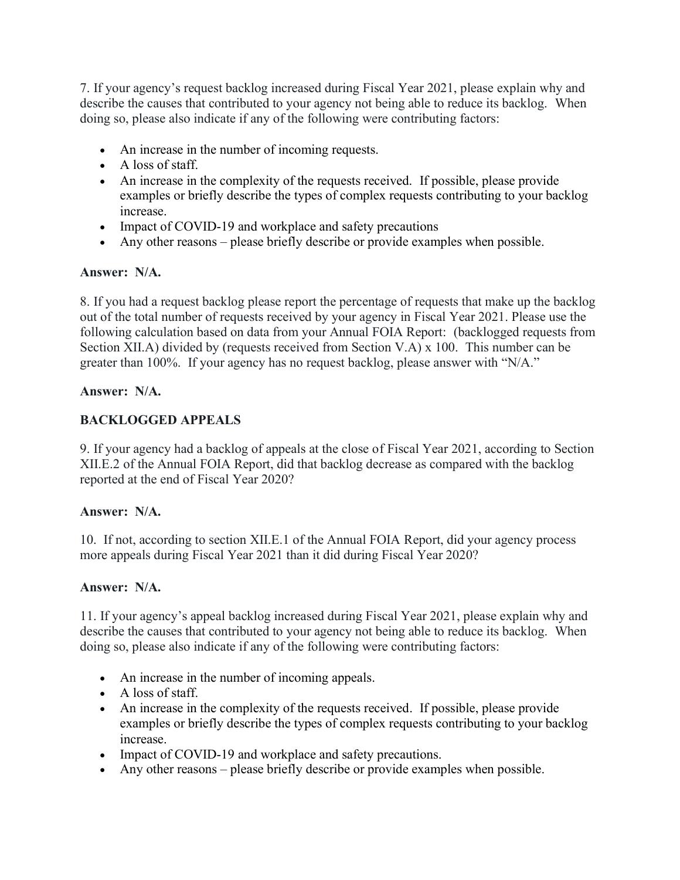7. If your agency's request backlog increased during Fiscal Year 2021, please explain why and describe the causes that contributed to your agency not being able to reduce its backlog. When doing so, please also indicate if any of the following were contributing factors:

- An increase in the number of incoming requests.
- A loss of staff.
- An increase in the complexity of the requests received. If possible, please provide examples or briefly describe the types of complex requests contributing to your backlog increase.
- Impact of COVID-19 and workplace and safety precautions
- Any other reasons – please briefly describe or provide examples when possible.

**Answer: N/A.**

8. If you had a request backlog please report the percentage of requests that make up the backlog out of the total number of requests received by your agency in Fiscal Year 2021. Please use the following calculation based on data from your Annual FOIA Report: (backlogged requests from Section XII.A) divided by (requests received from Section V.A) x 100. This number can be greater than 100%. If your agency has no request backlog, please answer with "N/A."

**Answer: N/A.**

## BACKLOGGED APPEALS

9. If your agency had a backlog of appeals at the close of Fiscal Year 2021, according to Section XII.E.2 of the Annual FOIA Report, did that backlog decrease as compared with the backlog reported at the end of Fiscal Year 2020?

**Answer: N/A.**

10. If not, according to section XII.E.1 of the Annual FOIA Report, did your agency process more appeals during Fiscal Year 2021 than it did during Fiscal Year 2020?

**Answer: N/A.**

11. If your agency's appeal backlog increased during Fiscal Year 2021, please explain why and describe the causes that contributed to your agency not being able to reduce its backlog. When doing so, please also indicate if any of the following were contributing factors:

- An increase in the number of incoming appeals.
- A loss of staff.
- An increase in the complexity of the requests received. If possible, please provide examples or briefly describe the types of complex requests contributing to your backlog increase.
- Impact of COVID-19 and workplace and safety precautions.
- Any other reasons – please briefly describe or provide examples when possible.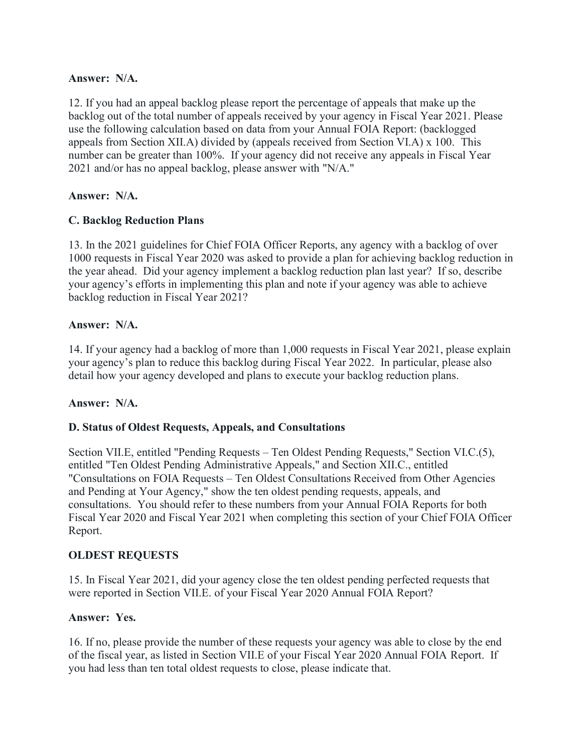**Answer: N/A.**

12. If you had an appeal backlog please report the percentage of appeals that make up the backlog out of the total number of appeals received by your agency in Fiscal Year 2021. Please use the following calculation based on data from your Annual FOIA Report: (backlogged appeals from Section XII.A) divided by (appeals received from Section VI.A) x 100. This number can be greater than 100%. If your agency did not receive any appeals in Fiscal Year 2021 and/or has no appeal backlog, please answer with "N/A."

**Answer: N/A.**

**C. Backlog Reduction Plans**

13. In the 2021 guidelines for Chief FOIA Officer Reports, any agency with a backlog of over 1000 requests in Fiscal Year 2020 was asked to provide a plan for achieving backlog reduction in the year ahead. Did your agency implement a backlog reduction plan last year? If so, describe your agency's efforts in implementing this plan and note if your agency was able to achieve backlog reduction in Fiscal Year 2021?

**Answer: N/A.**

14. If your agency had a backlog of more than 1,000 requests in Fiscal Year 2021, please explain your agency's plan to reduce this backlog during Fiscal Year 2022. In particular, please also detail how your agency developed and plans to execute your backlog reduction plans.

**Answer: N/A.**

**D. Status of Oldest Requests, Appeals, and Consultations**

Section VII.E, entitled "Pending Requests – Ten Oldest Pending Requests," Section VI.C.(5), entitled "Ten Oldest Pending Administrative Appeals," and Section XII.C., entitled "Consultations on FOIA Requests – Ten Oldest Consultations Received from Other Agencies and Pending at Your Agency," show the ten oldest pending requests, appeals, and consultations. You should refer to these numbers from your Annual FOIA Reports for both Fiscal Year 2020 and Fiscal Year 2021 when completing this section of your Chief FOIA Officer Report.

**OLDEST REQUESTS**

15. In Fiscal Year 2021, did your agency close the ten oldest pending perfected requests that were reported in Section VII.E. of your Fiscal Year 2020 Annual FOIA Report?

**Answer: Yes.**

16. If no, please provide the number of these requests your agency was able to close by the end of the fiscal year, as listed in Section VII.E of your Fiscal Year 2020 Annual FOIA Report. If you had less than ten total oldest requests to close, please indicate that.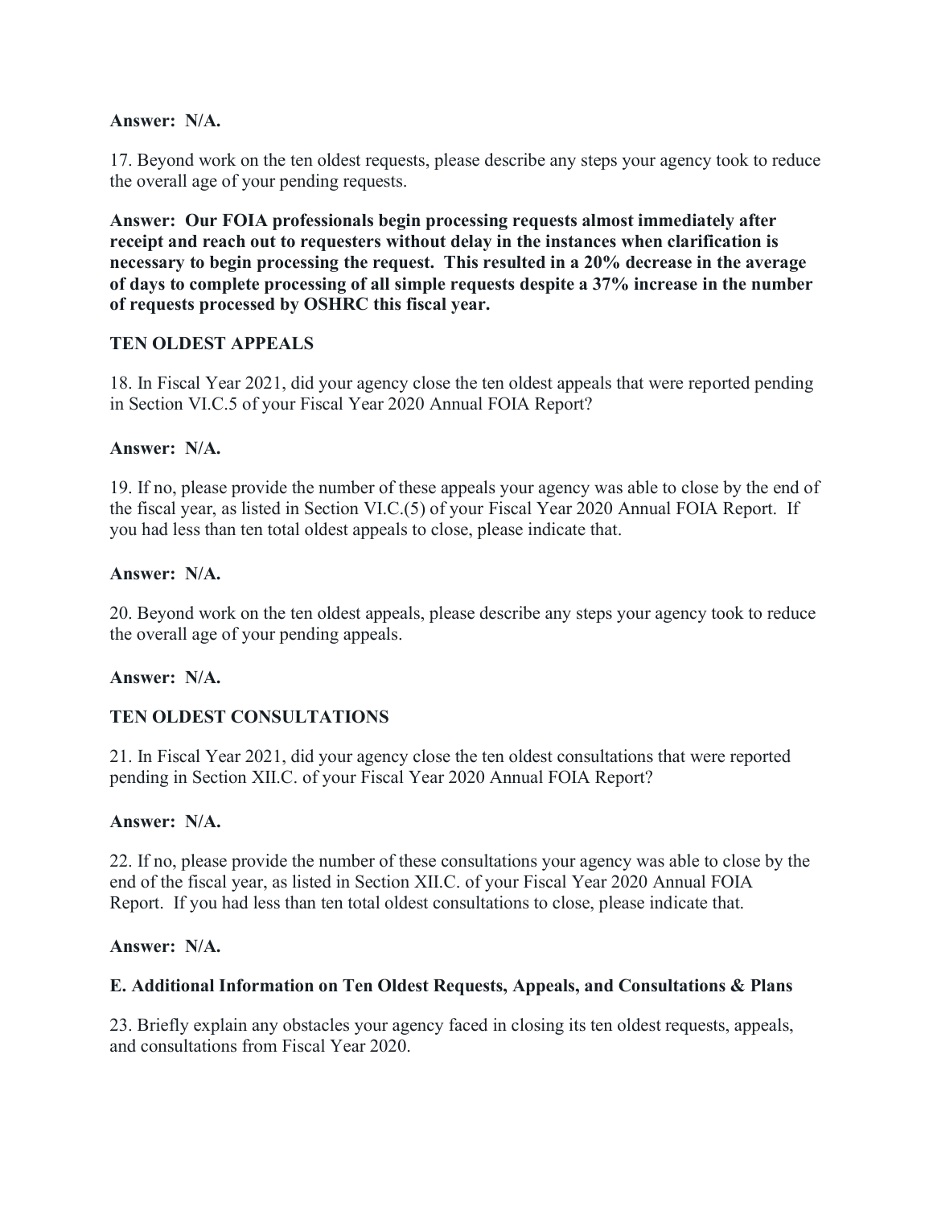**Answer: N/A.**

17. Beyond work on the ten oldest requests, please describe any steps your agency took to reduce the overall age of your pending requests.

**Answer: Our FOIA professionals begin processing requests almost immediately after receipt and reach out to requesters without delay in the instances when clarification is necessary to begin processing the request. This resulted in a 20% decrease in the average of days to complete processing of all simple requests despite a 37% increase in the number of requests processed by OSHRC this fiscal year.**

**TEN OLDEST APPEALS**

18. In Fiscal Year 2021, did your agency close the ten oldest appeals that were reported pending in Section VI.C.5 of your Fiscal Year 2020 Annual FOIA Report?

**Answer: N/A.**

19. If no, please provide the number of these appeals your agency was able to close by the end of the fiscal year, as listed in Section VI.C.(5) of your Fiscal Year 2020 Annual FOIA Report. If you had less than ten total oldest appeals to close, please indicate that.

**Answer: N/A.**

20. Beyond work on the ten oldest appeals, please describe any steps your agency took to reduce the overall age of your pending appeals.

**Answer: N/A.**

**TEN OLDEST CONSULTATIONS**

21. In Fiscal Year 2021, did your agency close the ten oldest consultations that were reported pending in Section XII.C. of your Fiscal Year 2020 Annual FOIA Report?

**Answer: N/A.**

22. If no, please provide the number of these consultations your agency was able to close by the end of the fiscal year, as listed in Section XII.C. of your Fiscal Year 2020 Annual FOIA Report. If you had less than ten total oldest consultations to close, please indicate that.

**Answer: N/A.**

**E. Additional Information on Ten Oldest Requests, Appeals, and Consultations & Plans**

23. Briefly explain any obstacles your agency faced in closing its ten oldest requests, appeals, and consultations from Fiscal Year 2020.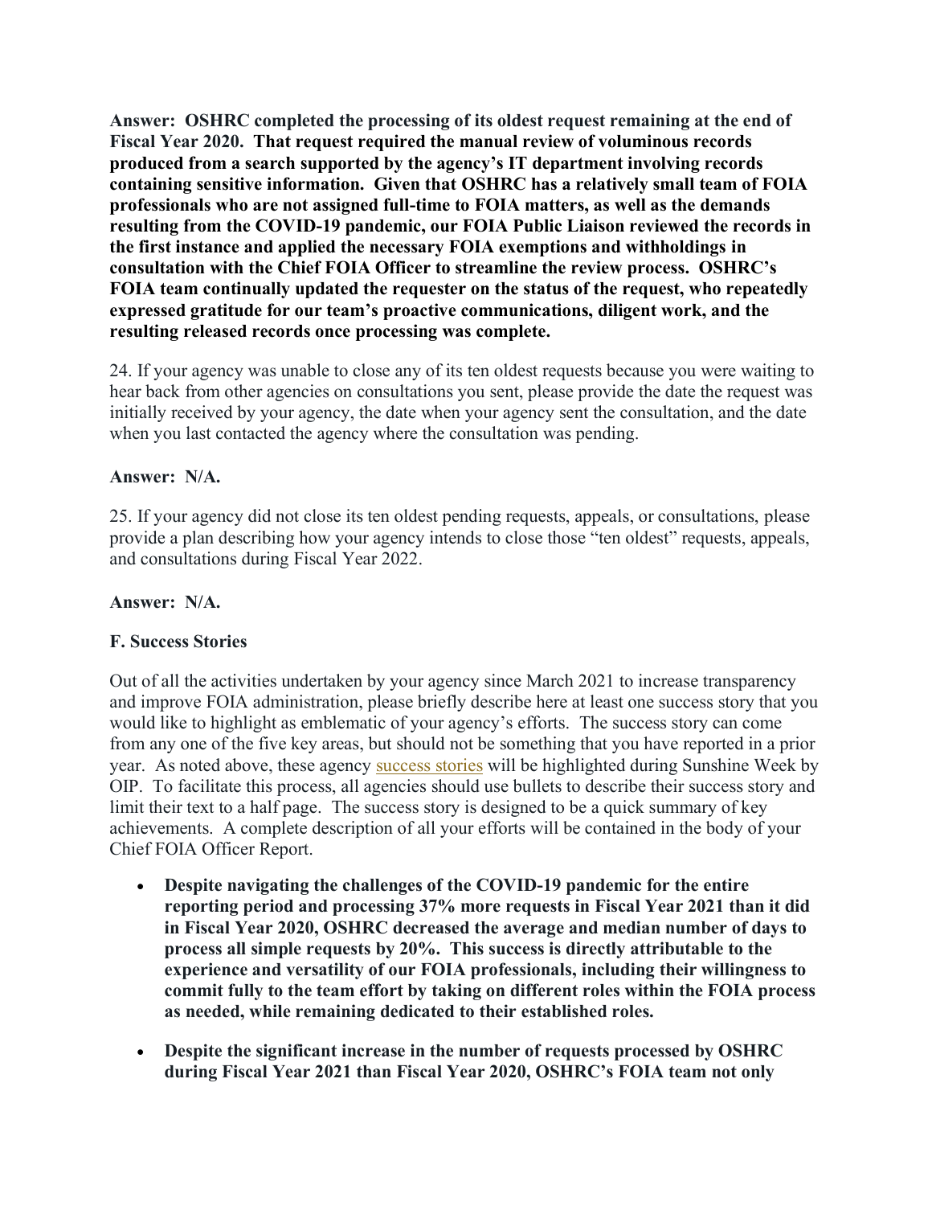**Answer: OSHRC completed the processing of its oldest request remaining at the end of Fiscal Year 2020. That request required the manual review of voluminous records produced from a search supported by the agency's IT department involving records containing sensitive information. Given that OSHRC has a relatively small team of FOIA professionals who are not assigned full-time to FOIA matters, as well as the demands resulting from the COVID-19 pandemic, our FOIA Public Liaison reviewed the records in the first instance and applied the necessary FOIA exemptions and withholdings in consultation with the Chief FOIA Officer to streamline the review process. OSHRC's FOIA team continually updated the requester on the status of the request, who repeatedly expressed gratitude for our team's proactive communications, diligent work, and the resulting released records once processing was complete.**

24. If your agency was unable to close any of its ten oldest requests because you were waiting to hear back from other agencies on consultations you sent, please provide the date the request was initially received by your agency, the date when your agency sent the consultation, and the date when you last contacted the agency where the consultation was pending.

**Answer: N/A.**

25. If your agency did not close its ten oldest pending requests, appeals, or consultations, please provide a plan describing how your agency intends to close those "ten oldest" requests, appeals, and consultations during Fiscal Year 2022.

**Answer: N/A.**

**F. Success Stories**

Out of all the activities undertaken by your agency since March 2021 to increase transparency and improve FOIA administration, please briefly describe here at least one success story that you would like to highlight as emblematic of your agency's efforts. The success story can come from any one of the five key areas, but should not be something that you have reported in a prior year. As noted above, these agency success stories will be highlighted during Sunshine Week by OIP. To facilitate this process, all agencies should use bullets to describe their success story and limit their text to a half page. The success story is designed to be a quick summary of key achievements. A complete description of all your efforts will be contained in the body of your Chief FOIA Officer Report.

- **Despite navigating the challenges of the COVID-19 pandemic for the entire reporting period and processing 37% more requests in Fiscal Year 2021 than it did in Fiscal Year 2020, OSHRC decreased the average and median number of days to process all simple requests by 20%. This success is directly attributable to the experience and versatility of our FOIA professionals, including their willingness to commit fully to the team effort by taking on different roles within the FOIA process as needed, while remaining dedicated to their established roles.**

- **Despite the significant increase in the number of requests processed by OSHRC during Fiscal Year 2021 than Fiscal Year 2020, OSHRC's FOIA team not only**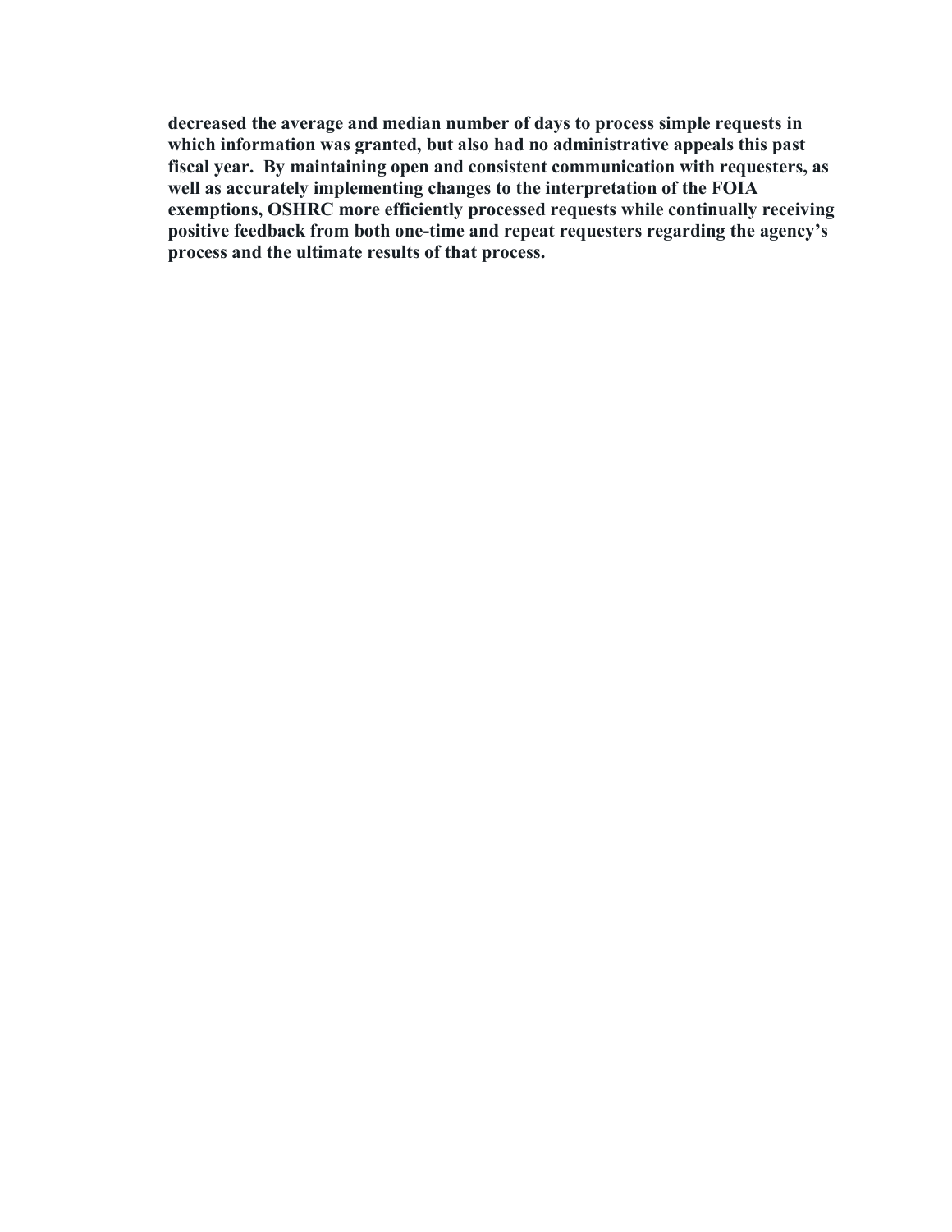**decreased the average and median number of days to process simple requests in which information was granted, but also had no administrative appeals this past fiscal year. By maintaining open and consistent communication with requesters, as well as accurately implementing changes to the interpretation of the FOIA exemptions, OSHRC more efficiently processed requests while continually receiving positive feedback from both one-time and repeat requesters regarding the agency's process and the ultimate results of that process.**